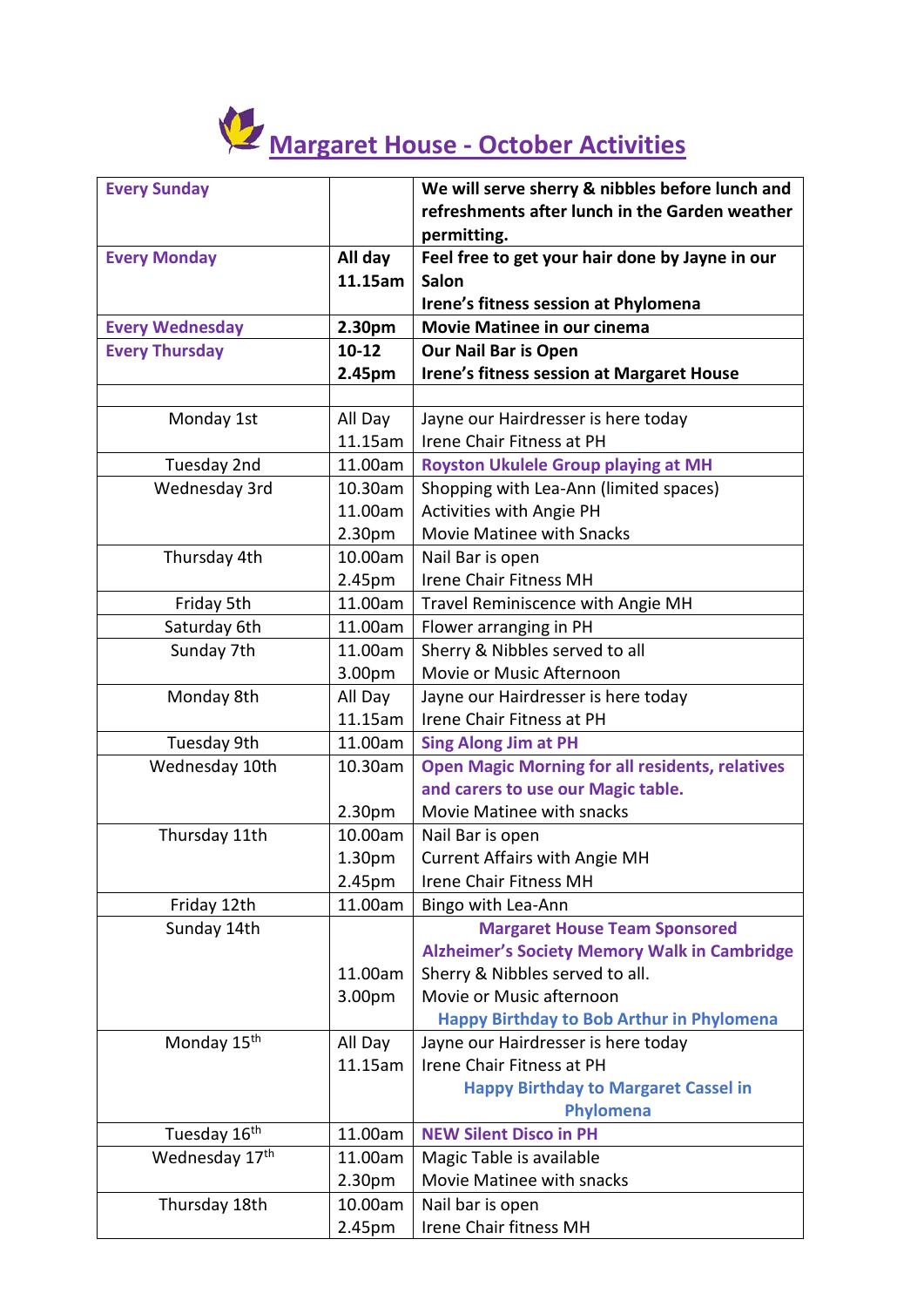# Margaret House - October Activities

| | | |
|---|---|---|
| **Every Sunday** | | **We will serve sherry & nibbles before lunch and refreshments after lunch in the Garden weather permitting.** |
| **Every Monday** | **All day**<br>**11.15am** | **Feel free to get your hair done by Jayne in our Salon**<br>**Irene's fitness session at Phylomena** |
| **Every Wednesday** | **2.30pm** | **Movie Matinee in our cinema** |
| **Every Thursday** | **10-12**<br>**2.45pm** | **Our Nail Bar is Open**<br>**Irene's fitness session at Margaret House** |
| | | |
| Monday 1st | All Day<br>11.15am | Jayne our Hairdresser is here today<br>Irene Chair Fitness at PH |
| Tuesday 2nd | 11.00am | **Royston Ukulele Group playing at MH** |
| Wednesday 3rd | 10.30am<br>11.00am<br>2.30pm | Shopping with Lea-Ann (limited spaces)<br>Activities with Angie PH<br>Movie Matinee with Snacks |
| Thursday 4th | 10.00am<br>2.45pm | Nail Bar is open<br>Irene Chair Fitness MH |
| Friday 5th | 11.00am | Travel Reminiscence with Angie MH |
| Saturday 6th | 11.00am | Flower arranging in PH |
| Sunday 7th | 11.00am<br>3.00pm | Sherry & Nibbles served to all<br>Movie or Music Afternoon |
| Monday 8th | All Day<br>11.15am | Jayne our Hairdresser is here today<br>Irene Chair Fitness at PH |
| Tuesday 9th | 11.00am | **Sing Along Jim at PH** |
| Wednesday 10th | 10.30am<br><br>2.30pm | **Open Magic Morning for all residents, relatives and carers to use our Magic table.**<br>Movie Matinee with snacks |
| Thursday 11th | 10.00am<br>1.30pm<br>2.45pm | Nail Bar is open<br>Current Affairs with Angie MH<br>Irene Chair Fitness MH |
| Friday 12th | 11.00am | Bingo with Lea-Ann |
| Sunday 14th | <br><br>11.00am<br>3.00pm | **Margaret House Team Sponsored Alzheimer's Society Memory Walk in Cambridge**<br>Sherry & Nibbles served to all.<br>Movie or Music afternoon<br>**Happy Birthday to Bob Arthur in Phylomena** |
| Monday 15th | All Day<br>11.15am | Jayne our Hairdresser is here today<br>Irene Chair Fitness at PH<br>**Happy Birthday to Margaret Cassel in Phylomena** |
| Tuesday 16th | 11.00am | **NEW Silent Disco in PH** |
| Wednesday 17th | 11.00am<br>2.30pm | Magic Table is available<br>Movie Matinee with snacks |
| Thursday 18th | 10.00am<br>2.45pm | Nail bar is open<br>Irene Chair fitness MH |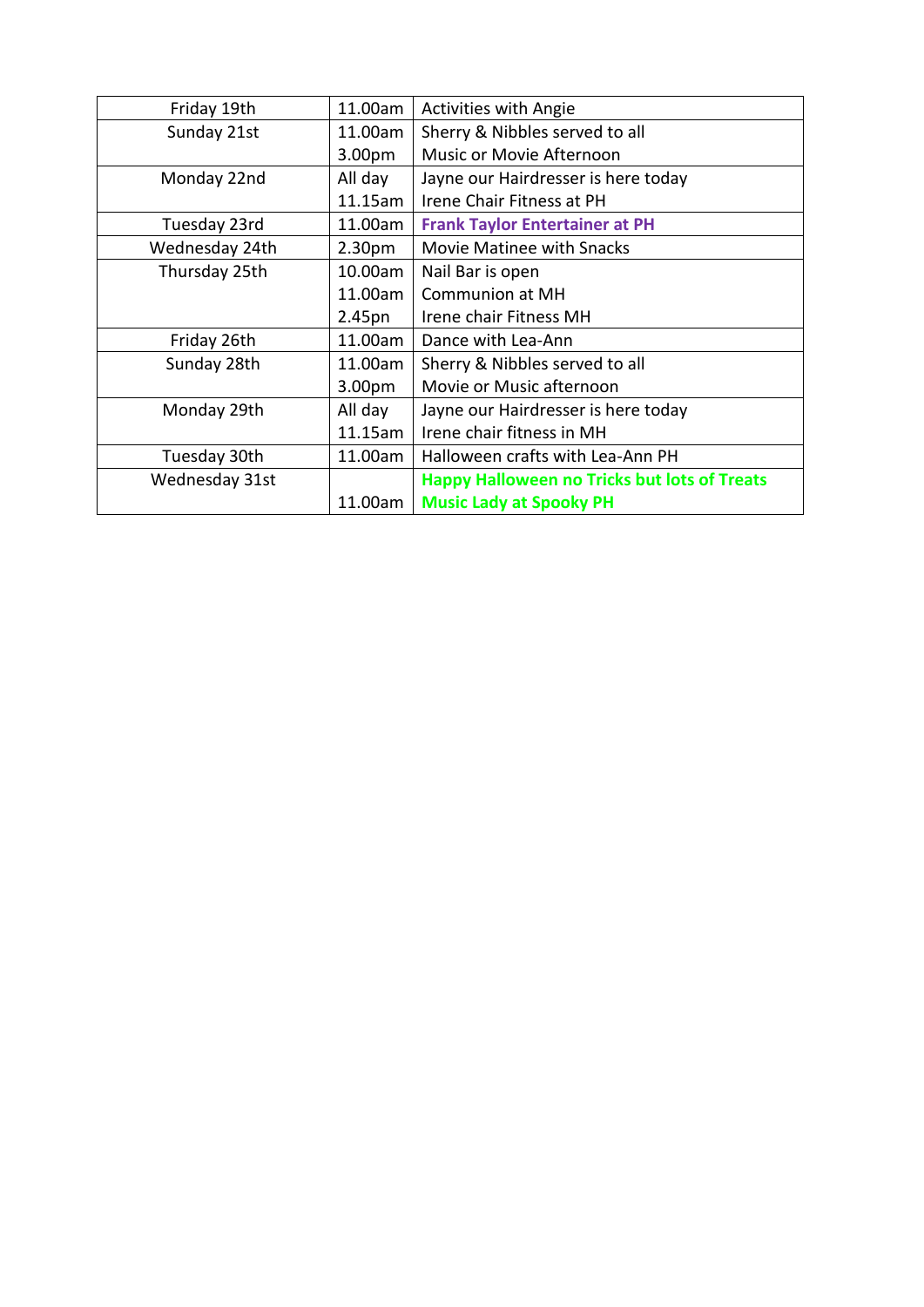| | | |
|---|---|---|
| Friday 19th | 11.00am | Activities with Angie |
| Sunday 21st | 11.00am | Sherry & Nibbles served to all |
| | 3.00pm | Music or Movie Afternoon |
| Monday 22nd | All day | Jayne our Hairdresser is here today |
| | 11.15am | Irene Chair Fitness at PH |
| Tuesday 23rd | 11.00am | **Frank Taylor Entertainer at PH** |
| Wednesday 24th | 2.30pm | Movie Matinee with Snacks |
| Thursday 25th | 10.00am | Nail Bar is open |
| | 11.00am | Communion at MH |
| | 2.45pn | Irene chair Fitness MH |
| Friday 26th | 11.00am | Dance with Lea-Ann |
| Sunday 28th | 11.00am | Sherry & Nibbles served to all |
| | 3.00pm | Movie or Music afternoon |
| Monday 29th | All day | Jayne our Hairdresser is here today |
| | 11.15am | Irene chair fitness in MH |
| Tuesday 30th | 11.00am | Halloween crafts with Lea-Ann PH |
| Wednesday 31st | | **Happy Halloween no Tricks but lots of Treats** |
| | 11.00am | **Music Lady at Spooky PH** |